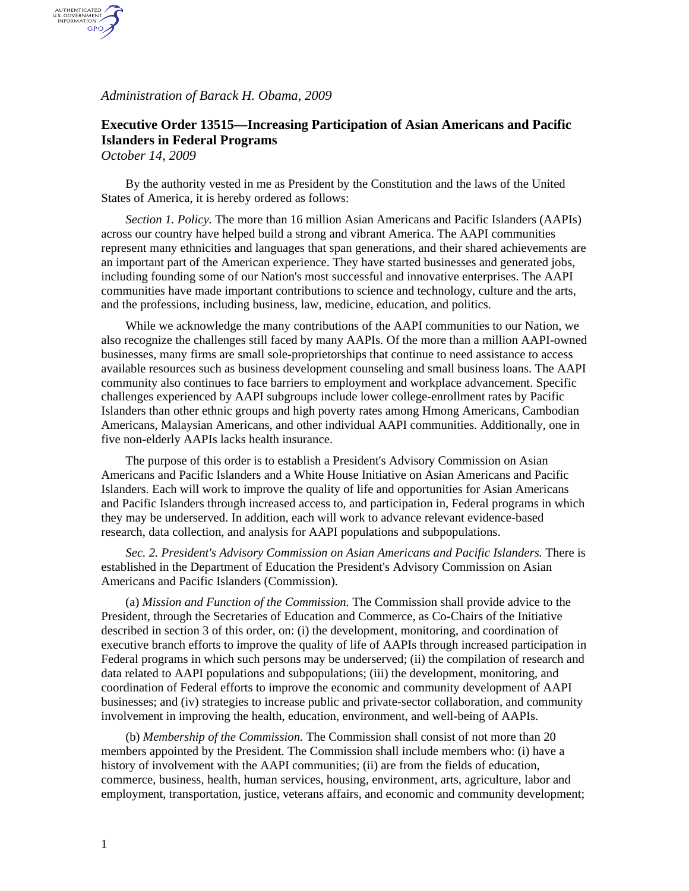*Administration of Barack H. Obama, 2009*

## Executive Order 13515—Increasing Participation of Asian Americans and Pacific Islanders in Federal Programs

*October 14, 2009*

By the authority vested in me as President by the Constitution and the laws of the United States of America, it is hereby ordered as follows:

*Section 1. Policy.* The more than 16 million Asian Americans and Pacific Islanders (AAPIs) across our country have helped build a strong and vibrant America. The AAPI communities represent many ethnicities and languages that span generations, and their shared achievements are an important part of the American experience. They have started businesses and generated jobs, including founding some of our Nation's most successful and innovative enterprises. The AAPI communities have made important contributions to science and technology, culture and the arts, and the professions, including business, law, medicine, education, and politics.

While we acknowledge the many contributions of the AAPI communities to our Nation, we also recognize the challenges still faced by many AAPIs. Of the more than a million AAPI-owned businesses, many firms are small sole-proprietorships that continue to need assistance to access available resources such as business development counseling and small business loans. The AAPI community also continues to face barriers to employment and workplace advancement. Specific challenges experienced by AAPI subgroups include lower college-enrollment rates by Pacific Islanders than other ethnic groups and high poverty rates among Hmong Americans, Cambodian Americans, Malaysian Americans, and other individual AAPI communities. Additionally, one in five non-elderly AAPIs lacks health insurance.

The purpose of this order is to establish a President's Advisory Commission on Asian Americans and Pacific Islanders and a White House Initiative on Asian Americans and Pacific Islanders. Each will work to improve the quality of life and opportunities for Asian Americans and Pacific Islanders through increased access to, and participation in, Federal programs in which they may be underserved. In addition, each will work to advance relevant evidence-based research, data collection, and analysis for AAPI populations and subpopulations.

*Sec. 2. President's Advisory Commission on Asian Americans and Pacific Islanders.* There is established in the Department of Education the President's Advisory Commission on Asian Americans and Pacific Islanders (Commission).

(a) *Mission and Function of the Commission.* The Commission shall provide advice to the President, through the Secretaries of Education and Commerce, as Co-Chairs of the Initiative described in section 3 of this order, on: (i) the development, monitoring, and coordination of executive branch efforts to improve the quality of life of AAPIs through increased participation in Federal programs in which such persons may be underserved; (ii) the compilation of research and data related to AAPI populations and subpopulations; (iii) the development, monitoring, and coordination of Federal efforts to improve the economic and community development of AAPI businesses; and (iv) strategies to increase public and private-sector collaboration, and community involvement in improving the health, education, environment, and well-being of AAPIs.

(b) *Membership of the Commission.* The Commission shall consist of not more than 20 members appointed by the President. The Commission shall include members who: (i) have a history of involvement with the AAPI communities; (ii) are from the fields of education, commerce, business, health, human services, housing, environment, arts, agriculture, labor and employment, transportation, justice, veterans affairs, and economic and community development;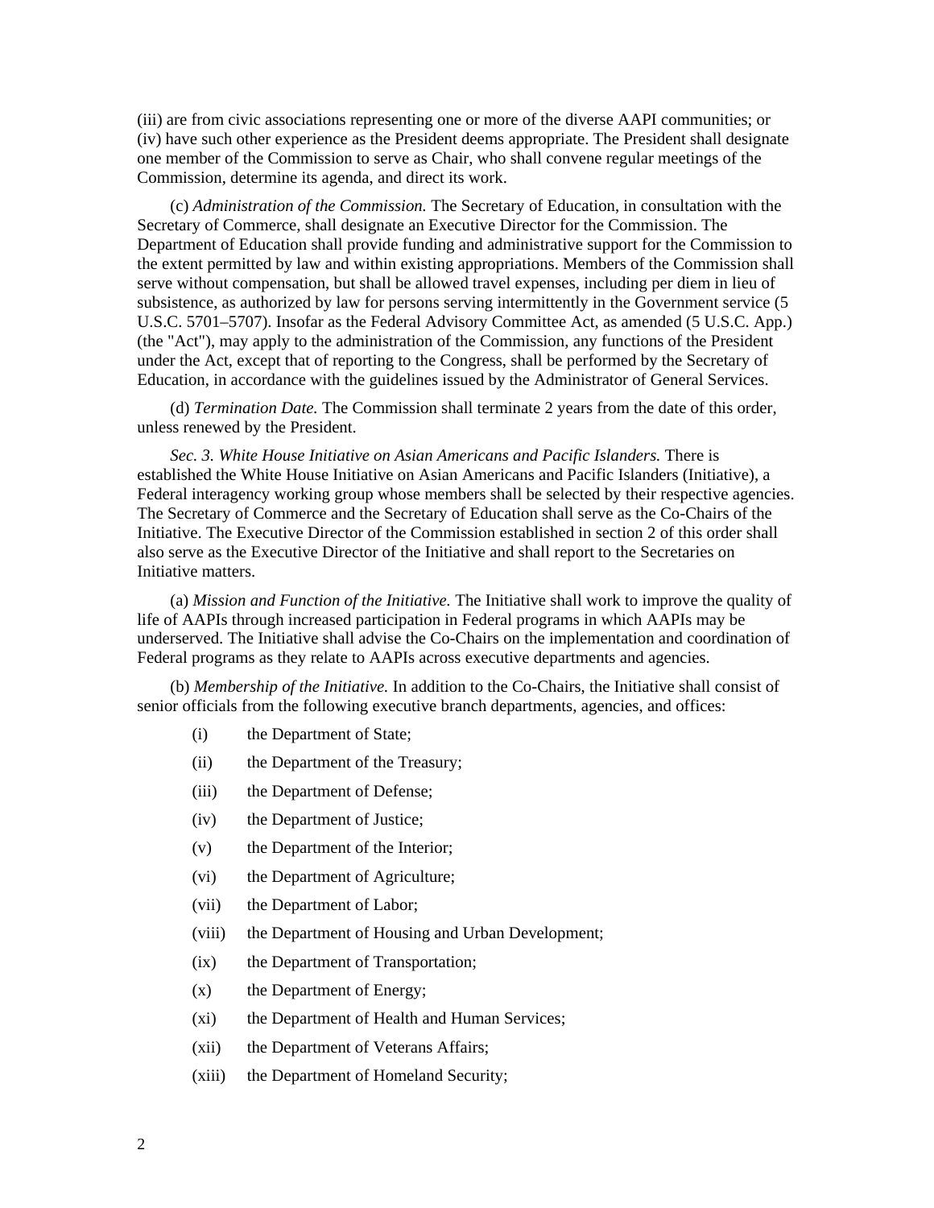(iii) are from civic associations representing one or more of the diverse AAPI communities; or (iv) have such other experience as the President deems appropriate. The President shall designate one member of the Commission to serve as Chair, who shall convene regular meetings of the Commission, determine its agenda, and direct its work.

(c) *Administration of the Commission.* The Secretary of Education, in consultation with the Secretary of Commerce, shall designate an Executive Director for the Commission. The Department of Education shall provide funding and administrative support for the Commission to the extent permitted by law and within existing appropriations. Members of the Commission shall serve without compensation, but shall be allowed travel expenses, including per diem in lieu of subsistence, as authorized by law for persons serving intermittently in the Government service (5 U.S.C. 5701–5707). Insofar as the Federal Advisory Committee Act, as amended (5 U.S.C. App.) (the "Act"), may apply to the administration of the Commission, any functions of the President under the Act, except that of reporting to the Congress, shall be performed by the Secretary of Education, in accordance with the guidelines issued by the Administrator of General Services.

(d) *Termination Date.* The Commission shall terminate 2 years from the date of this order, unless renewed by the President.

*Sec. 3. White House Initiative on Asian Americans and Pacific Islanders.* There is established the White House Initiative on Asian Americans and Pacific Islanders (Initiative), a Federal interagency working group whose members shall be selected by their respective agencies. The Secretary of Commerce and the Secretary of Education shall serve as the Co-Chairs of the Initiative. The Executive Director of the Commission established in section 2 of this order shall also serve as the Executive Director of the Initiative and shall report to the Secretaries on Initiative matters.

(a) *Mission and Function of the Initiative.* The Initiative shall work to improve the quality of life of AAPIs through increased participation in Federal programs in which AAPIs may be underserved. The Initiative shall advise the Co-Chairs on the implementation and coordination of Federal programs as they relate to AAPIs across executive departments and agencies.

(b) *Membership of the Initiative.* In addition to the Co-Chairs, the Initiative shall consist of senior officials from the following executive branch departments, agencies, and offices:

(i) the Department of State;

(ii) the Department of the Treasury;

(iii) the Department of Defense;

(iv) the Department of Justice;

(v) the Department of the Interior;

(vi) the Department of Agriculture;

(vii) the Department of Labor;

(viii) the Department of Housing and Urban Development;

(ix) the Department of Transportation;

(x) the Department of Energy;

(xi) the Department of Health and Human Services;

(xii) the Department of Veterans Affairs;

(xiii) the Department of Homeland Security;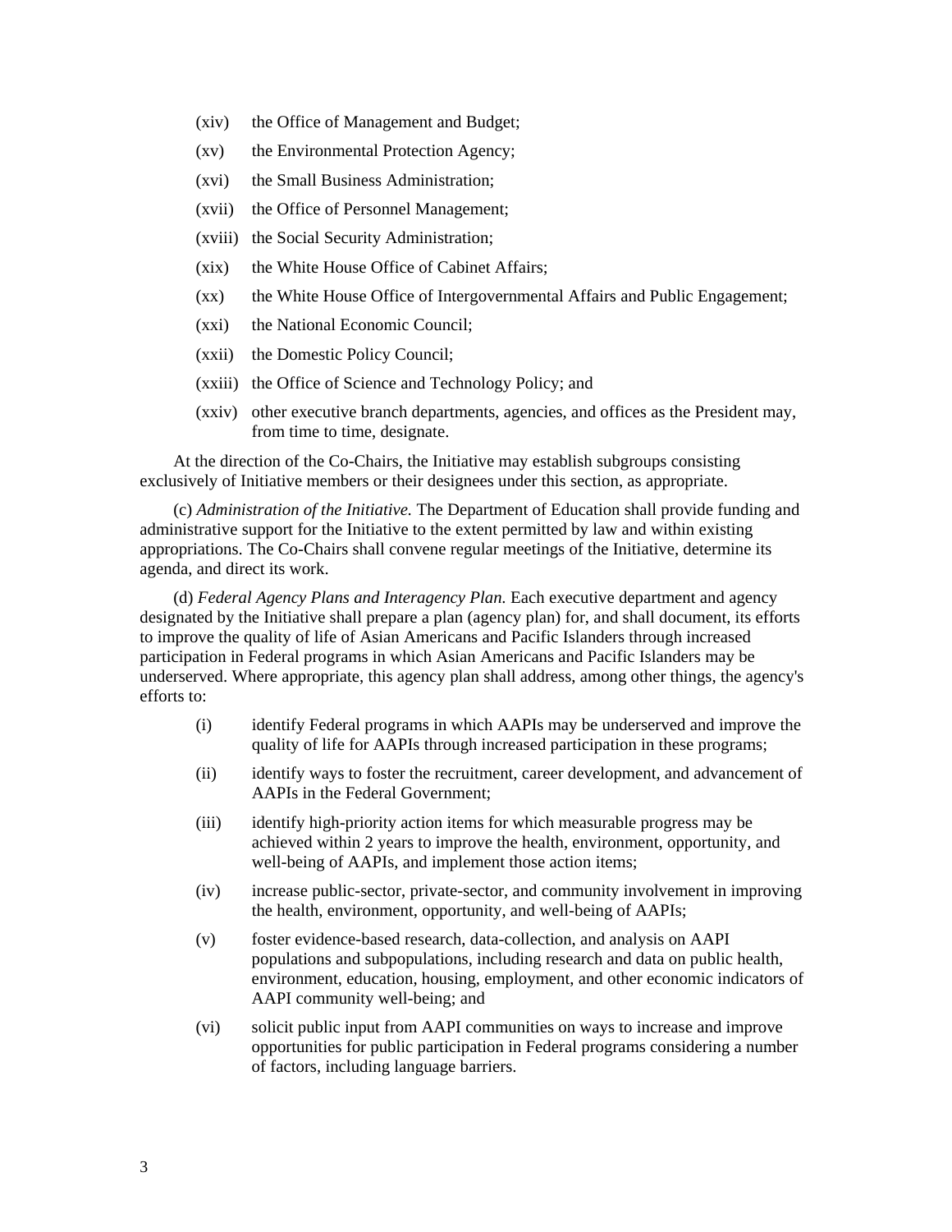(xiv) the Office of Management and Budget;

(xv) the Environmental Protection Agency;

(xvi) the Small Business Administration;

(xvii) the Office of Personnel Management;

(xviii) the Social Security Administration;

(xix) the White House Office of Cabinet Affairs;

(xx) the White House Office of Intergovernmental Affairs and Public Engagement;

(xxi) the National Economic Council;

(xxii) the Domestic Policy Council;

(xxiii) the Office of Science and Technology Policy; and

(xxiv) other executive branch departments, agencies, and offices as the President may, from time to time, designate.

At the direction of the Co-Chairs, the Initiative may establish subgroups consisting exclusively of Initiative members or their designees under this section, as appropriate.

(c) *Administration of the Initiative.* The Department of Education shall provide funding and administrative support for the Initiative to the extent permitted by law and within existing appropriations. The Co-Chairs shall convene regular meetings of the Initiative, determine its agenda, and direct its work.

(d) *Federal Agency Plans and Interagency Plan.* Each executive department and agency designated by the Initiative shall prepare a plan (agency plan) for, and shall document, its efforts to improve the quality of life of Asian Americans and Pacific Islanders through increased participation in Federal programs in which Asian Americans and Pacific Islanders may be underserved. Where appropriate, this agency plan shall address, among other things, the agency's efforts to:

(i) identify Federal programs in which AAPIs may be underserved and improve the quality of life for AAPIs through increased participation in these programs;

(ii) identify ways to foster the recruitment, career development, and advancement of AAPIs in the Federal Government;

(iii) identify high-priority action items for which measurable progress may be achieved within 2 years to improve the health, environment, opportunity, and well-being of AAPIs, and implement those action items;

(iv) increase public-sector, private-sector, and community involvement in improving the health, environment, opportunity, and well-being of AAPIs;

(v) foster evidence-based research, data-collection, and analysis on AAPI populations and subpopulations, including research and data on public health, environment, education, housing, employment, and other economic indicators of AAPI community well-being; and

(vi) solicit public input from AAPI communities on ways to increase and improve opportunities for public participation in Federal programs considering a number of factors, including language barriers.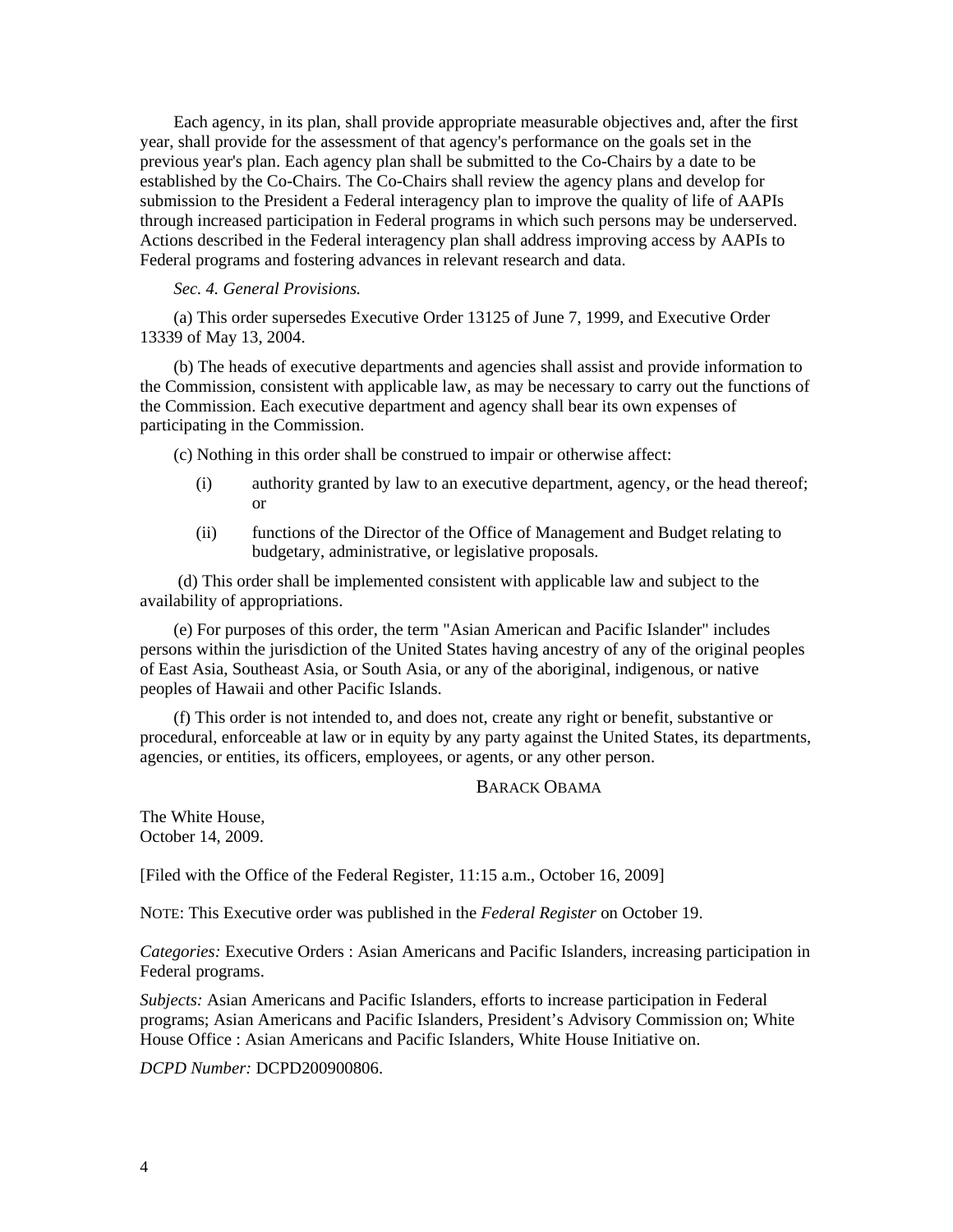Each agency, in its plan, shall provide appropriate measurable objectives and, after the first year, shall provide for the assessment of that agency's performance on the goals set in the previous year's plan. Each agency plan shall be submitted to the Co-Chairs by a date to be established by the Co-Chairs. The Co-Chairs shall review the agency plans and develop for submission to the President a Federal interagency plan to improve the quality of life of AAPIs through increased participation in Federal programs in which such persons may be underserved. Actions described in the Federal interagency plan shall address improving access by AAPIs to Federal programs and fostering advances in relevant research and data.

*Sec. 4. General Provisions.*

(a) This order supersedes Executive Order 13125 of June 7, 1999, and Executive Order 13339 of May 13, 2004.

(b) The heads of executive departments and agencies shall assist and provide information to the Commission, consistent with applicable law, as may be necessary to carry out the functions of the Commission. Each executive department and agency shall bear its own expenses of participating in the Commission.

(c) Nothing in this order shall be construed to impair or otherwise affect:

(i) authority granted by law to an executive department, agency, or the head thereof; or

(ii) functions of the Director of the Office of Management and Budget relating to budgetary, administrative, or legislative proposals.

(d) This order shall be implemented consistent with applicable law and subject to the availability of appropriations.

(e) For purposes of this order, the term "Asian American and Pacific Islander" includes persons within the jurisdiction of the United States having ancestry of any of the original peoples of East Asia, Southeast Asia, or South Asia, or any of the aboriginal, indigenous, or native peoples of Hawaii and other Pacific Islands.

(f) This order is not intended to, and does not, create any right or benefit, substantive or procedural, enforceable at law or in equity by any party against the United States, its departments, agencies, or entities, its officers, employees, or agents, or any other person.

BARACK OBAMA

The White House,
October 14, 2009.

[Filed with the Office of the Federal Register, 11:15 a.m., October 16, 2009]

NOTE: This Executive order was published in the *Federal Register* on October 19.

*Categories:* Executive Orders : Asian Americans and Pacific Islanders, increasing participation in Federal programs.

*Subjects:* Asian Americans and Pacific Islanders, efforts to increase participation in Federal programs; Asian Americans and Pacific Islanders, President's Advisory Commission on; White House Office : Asian Americans and Pacific Islanders, White House Initiative on.

*DCPD Number:* DCPD200900806.